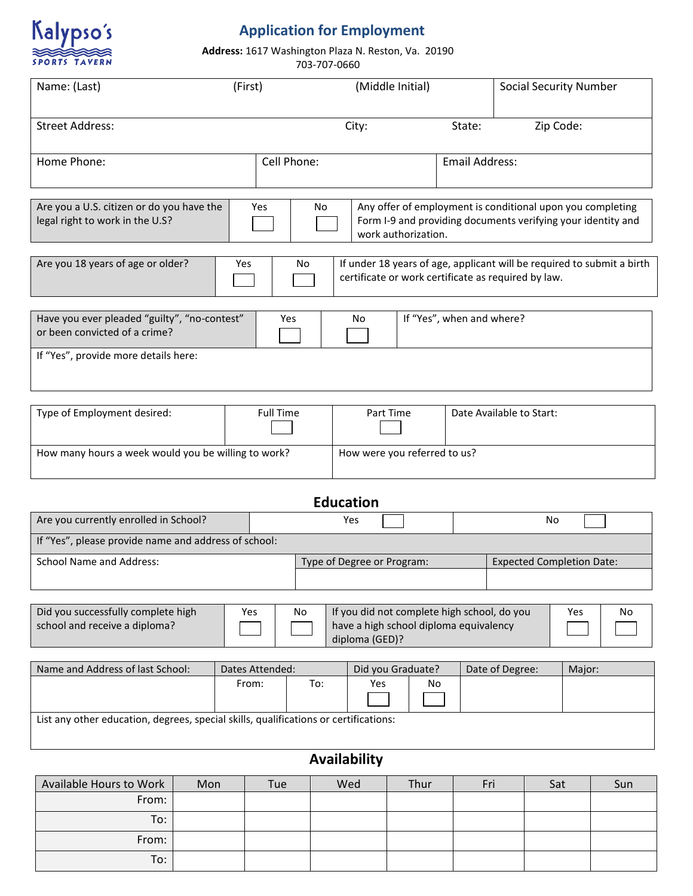Kalypso's SPORTS TAVERN

# Application for Employment

**Address:** 1617 Washington Plaza N. Reston, Va. 20190
703-707-0660

| Name: (Last) | (First) | (Middle Initial) | Social Security Number |
|---|---|---|---|
| | | | |

| Street Address: | City: | State: | Zip Code: |
|---|---|---|---|
| | | | |

| Home Phone: | Cell Phone: | Email Address: |
|---|---|---|
| | | |

| Are you a U.S. citizen or do you have the legal right to work in the U.S? | Yes ☐ | No ☐ | Any offer of employment is conditional upon you completing Form I-9 and providing documents verifying your identity and work authorization. |
|---|---|---|---|

| Are you 18 years of age or older? | Yes ☐ | No ☐ | If under 18 years of age, applicant will be required to submit a birth certificate or work certificate as required by law. |
|---|---|---|---|

| Have you ever pleaded "guilty", "no-contest" or been convicted of a crime? | Yes ☐ | No ☐ | If "Yes", when and where? |
|---|---|---|---|
| If "Yes", provide more details here: | | | |

| Type of Employment desired: | Full Time ☐ | Part Time ☐ | Date Available to Start: |
|---|---|---|---|
| How many hours a week would you be willing to work? | | How were you referred to us? | |

## Education

| Are you currently enrolled in School? | Yes ☐ | No ☐ |
|---|---|---|
| If "Yes", please provide name and address of school: | | |
| School Name and Address: | Type of Degree or Program: | Expected Completion Date: |
| | | |

| Did you successfully complete high school and receive a diploma? | Yes ☐ | No ☐ | If you did not complete high school, do you have a high school diploma equivalency diploma (GED)? | Yes ☐ | No ☐ |
|---|---|---|---|---|---|

| Name and Address of last School: | Dates Attended: | | Did you Graduate? | | Date of Degree: | Major: |
|---|---|---|---|---|---|---|
| | From: | To: | Yes ☐ | No ☐ | | |
| List any other education, degrees, special skills, qualifications or certifications: | | | | | | |

## Availability

| Available Hours to Work | Mon | Tue | Wed | Thur | Fri | Sat | Sun |
|---|---|---|---|---|---|---|---|
| From: | | | | | | | |
| To: | | | | | | | |
| From: | | | | | | | |
| To: | | | | | | | |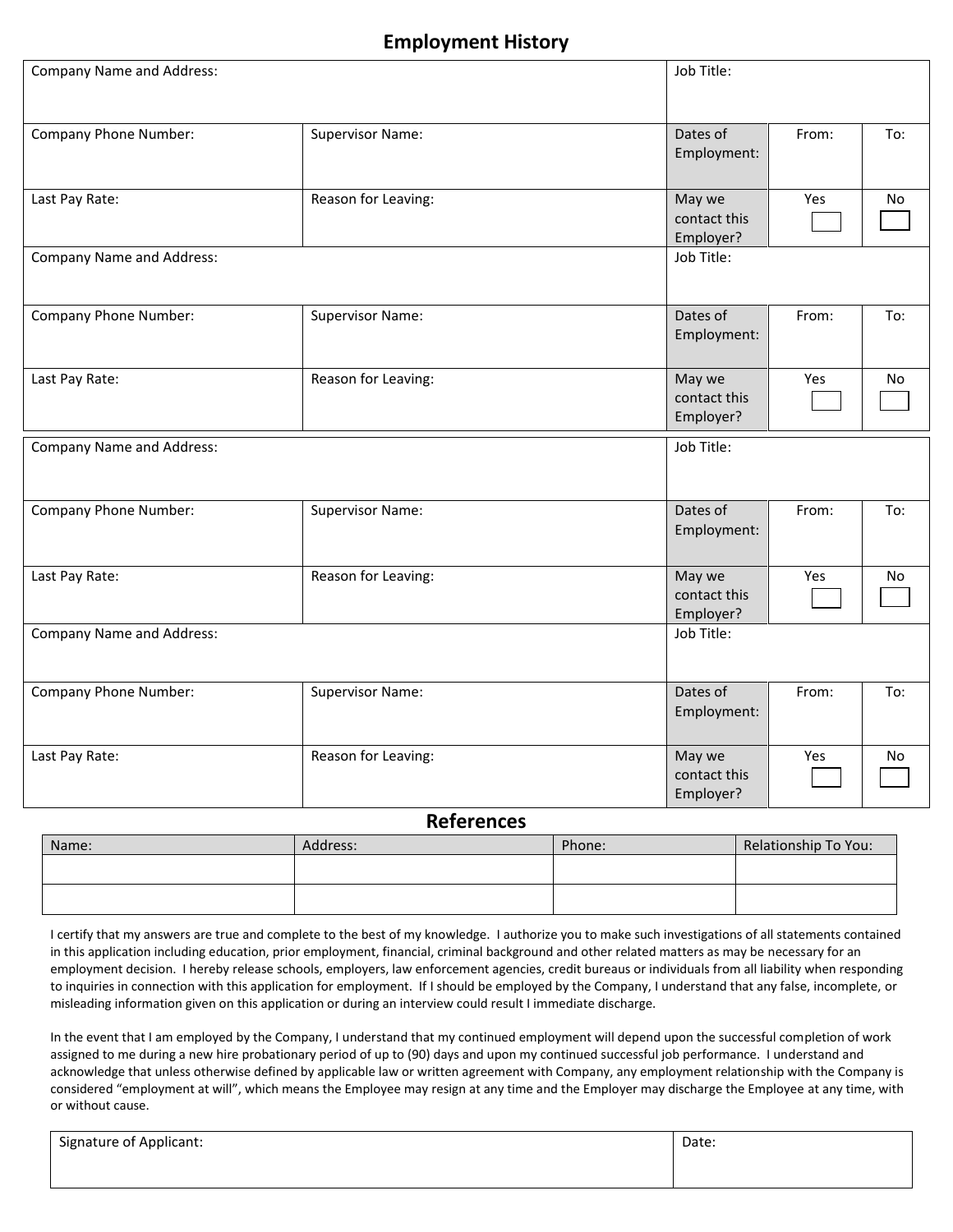## Employment History

| Company Name and Address: | | Job Title: | | |
|---|---|---|---|---|
| Company Phone Number: | Supervisor Name: | Dates of Employment: | From: | To: |
| Last Pay Rate: | Reason for Leaving: | May we contact this Employer? | Yes ☐ | No ☐ |
| Company Name and Address: | | Job Title: | | |
| Company Phone Number: | Supervisor Name: | Dates of Employment: | From: | To: |
| Last Pay Rate: | Reason for Leaving: | May we contact this Employer? | Yes ☐ | No ☐ |

| Company Name and Address: | | Job Title: | | |
|---|---|---|---|---|
| Company Phone Number: | Supervisor Name: | Dates of Employment: | From: | To: |
| Last Pay Rate: | Reason for Leaving: | May we contact this Employer? | Yes ☐ | No ☐ |
| Company Name and Address: | | Job Title: | | |
| Company Phone Number: | Supervisor Name: | Dates of Employment: | From: | To: |
| Last Pay Rate: | Reason for Leaving: | May we contact this Employer? | Yes ☐ | No ☐ |

## References

| Name: | Address: | Phone: | Relationship To You: |
|---|---|---|---|
| | | | |
| | | | |

I certify that my answers are true and complete to the best of my knowledge. I authorize you to make such investigations of all statements contained in this application including education, prior employment, financial, criminal background and other related matters as may be necessary for an employment decision. I hereby release schools, employers, law enforcement agencies, credit bureaus or individuals from all liability when responding to inquiries in connection with this application for employment. If I should be employed by the Company, I understand that any false, incomplete, or misleading information given on this application or during an interview could result I immediate discharge.

In the event that I am employed by the Company, I understand that my continued employment will depend upon the successful completion of work assigned to me during a new hire probationary period of up to (90) days and upon my continued successful job performance. I understand and acknowledge that unless otherwise defined by applicable law or written agreement with Company, any employment relationship with the Company is considered "employment at will", which means the Employee may resign at any time and the Employer may discharge the Employee at any time, with or without cause.

| Signature of Applicant: | Date: |
|---|---|
| | |